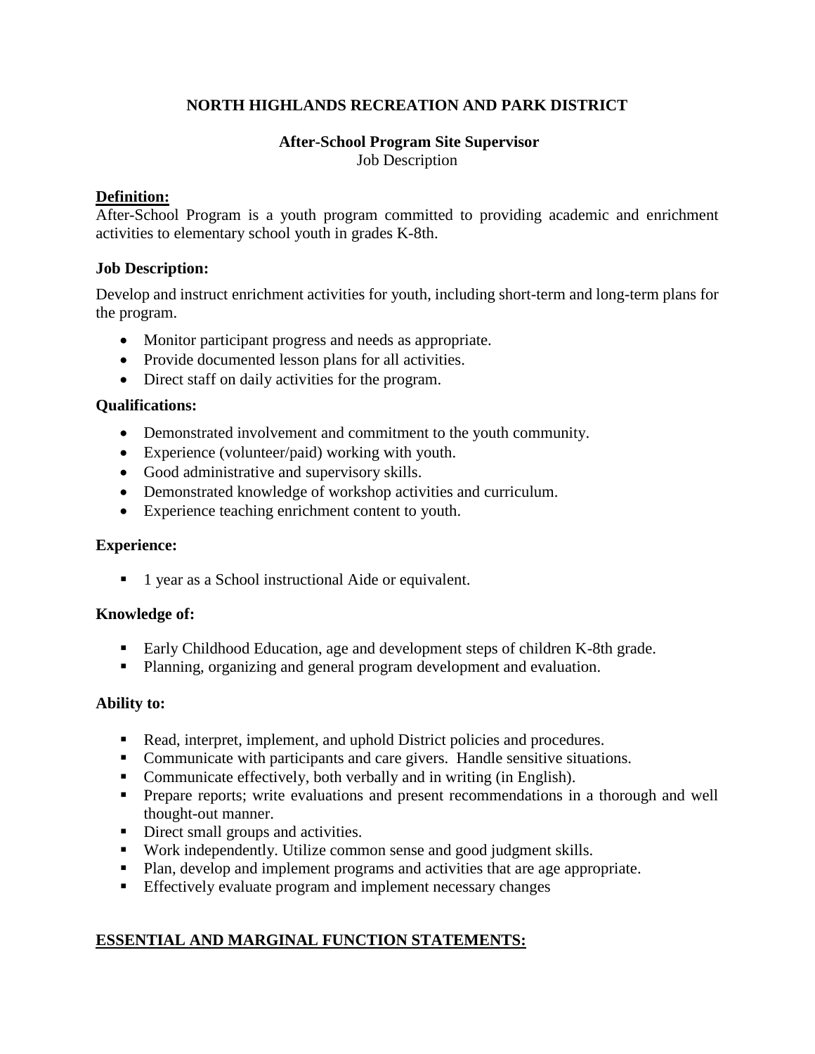# NORTH HIGHLANDS RECREATION AND PARK DISTRICT

## After-School Program Site Supervisor

Job Description

### Definition:

After-School Program is a youth program committed to providing academic and enrichment activities to elementary school youth in grades K-8th.

### Job Description:

Develop and instruct enrichment activities for youth, including short-term and long-term plans for the program.

- Monitor participant progress and needs as appropriate.
- Provide documented lesson plans for all activities.
- Direct staff on daily activities for the program.

### Qualifications:

- Demonstrated involvement and commitment to the youth community.
- Experience (volunteer/paid) working with youth.
- Good administrative and supervisory skills.
- Demonstrated knowledge of workshop activities and curriculum.
- Experience teaching enrichment content to youth.

### Experience:

- 1 year as a School instructional Aide or equivalent.

### Knowledge of:

- Early Childhood Education, age and development steps of children K-8th grade.
- Planning, organizing and general program development and evaluation.

### Ability to:

- Read, interpret, implement, and uphold District policies and procedures.
- Communicate with participants and care givers. Handle sensitive situations.
- Communicate effectively, both verbally and in writing (in English).
- Prepare reports; write evaluations and present recommendations in a thorough and well thought-out manner.
- Direct small groups and activities.
- Work independently. Utilize common sense and good judgment skills.
- Plan, develop and implement programs and activities that are age appropriate.
- Effectively evaluate program and implement necessary changes

### ESSENTIAL AND MARGINAL FUNCTION STATEMENTS: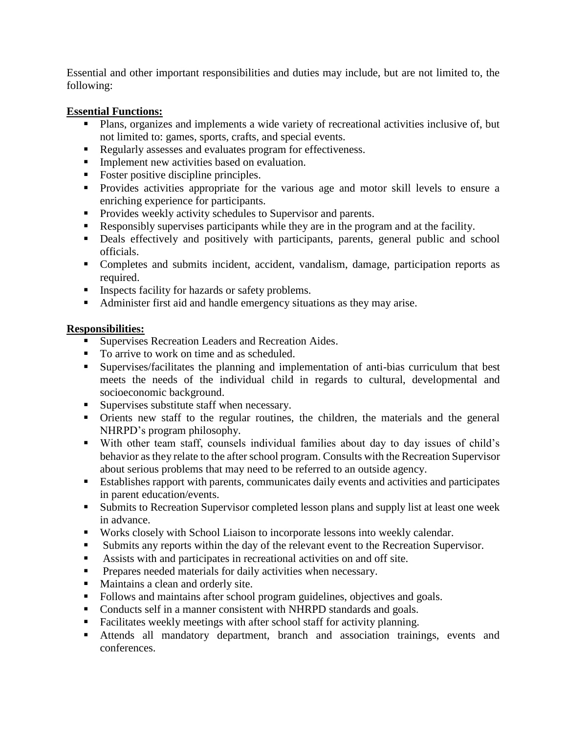Essential and other important responsibilities and duties may include, but are not limited to, the following:

**Essential Functions:**

- Plans, organizes and implements a wide variety of recreational activities inclusive of, but not limited to: games, sports, crafts, and special events.
- Regularly assesses and evaluates program for effectiveness.
- Implement new activities based on evaluation.
- Foster positive discipline principles.
- Provides activities appropriate for the various age and motor skill levels to ensure a enriching experience for participants.
- Provides weekly activity schedules to Supervisor and parents.
- Responsibly supervises participants while they are in the program and at the facility.
- Deals effectively and positively with participants, parents, general public and school officials.
- Completes and submits incident, accident, vandalism, damage, participation reports as required.
- Inspects facility for hazards or safety problems.
- Administer first aid and handle emergency situations as they may arise.

**Responsibilities:**

- Supervises Recreation Leaders and Recreation Aides.
- To arrive to work on time and as scheduled.
- Supervises/facilitates the planning and implementation of anti-bias curriculum that best meets the needs of the individual child in regards to cultural, developmental and socioeconomic background.
- Supervises substitute staff when necessary.
- Orients new staff to the regular routines, the children, the materials and the general NHRPD's program philosophy.
- With other team staff, counsels individual families about day to day issues of child's behavior as they relate to the after school program. Consults with the Recreation Supervisor about serious problems that may need to be referred to an outside agency.
- Establishes rapport with parents, communicates daily events and activities and participates in parent education/events.
- Submits to Recreation Supervisor completed lesson plans and supply list at least one week in advance.
- Works closely with School Liaison to incorporate lessons into weekly calendar.
- Submits any reports within the day of the relevant event to the Recreation Supervisor.
- Assists with and participates in recreational activities on and off site.
- Prepares needed materials for daily activities when necessary.
- Maintains a clean and orderly site.
- Follows and maintains after school program guidelines, objectives and goals.
- Conducts self in a manner consistent with NHRPD standards and goals.
- Facilitates weekly meetings with after school staff for activity planning.
- Attends all mandatory department, branch and association trainings, events and conferences.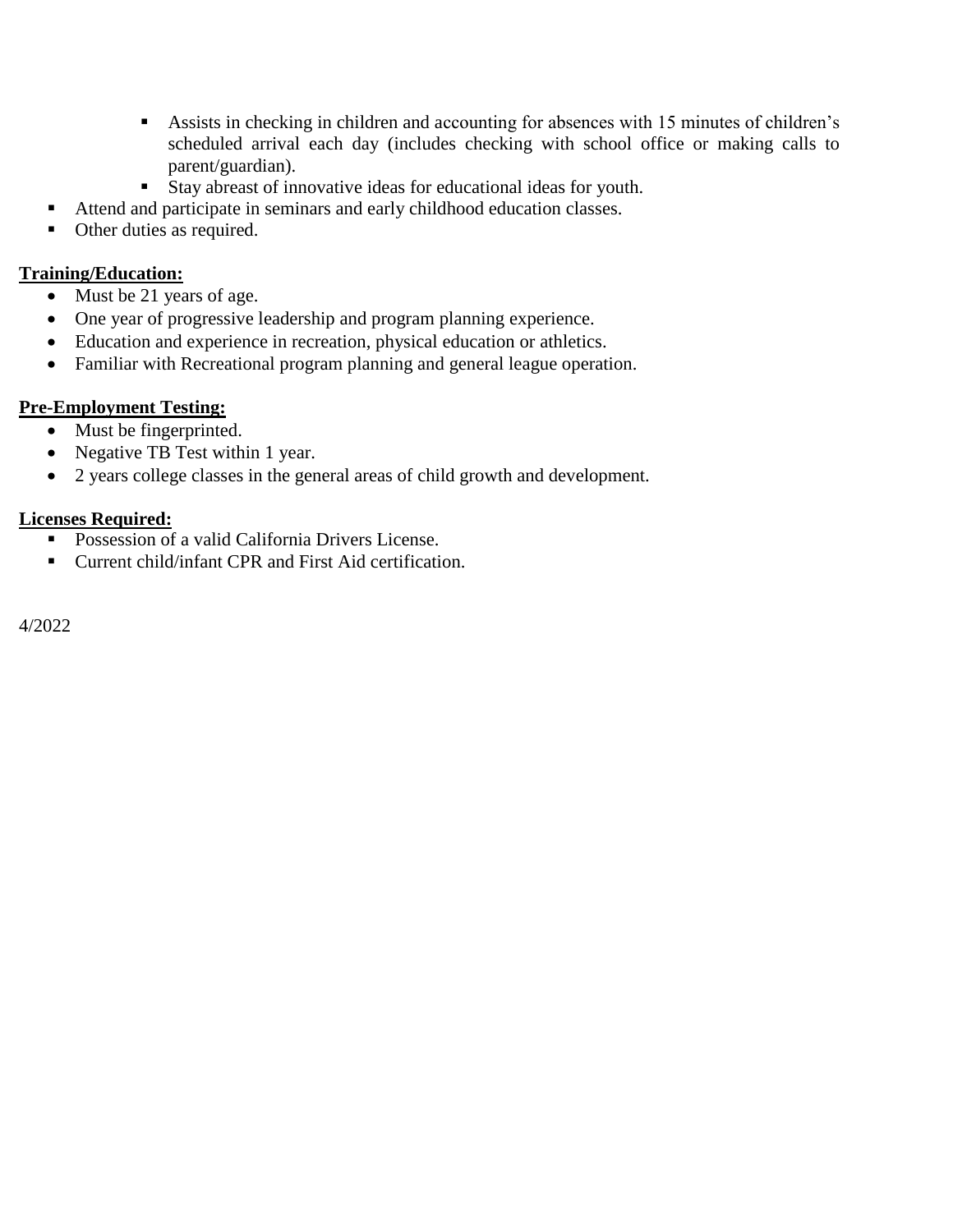- Assists in checking in children and accounting for absences with 15 minutes of children's scheduled arrival each day (includes checking with school office or making calls to parent/guardian).
  - Stay abreast of innovative ideas for educational ideas for youth.
- Attend and participate in seminars and early childhood education classes.
- Other duties as required.

**Training/Education:**

- Must be 21 years of age.
- One year of progressive leadership and program planning experience.
- Education and experience in recreation, physical education or athletics.
- Familiar with Recreational program planning and general league operation.

**Pre-Employment Testing:**

- Must be fingerprinted.
- Negative TB Test within 1 year.
- 2 years college classes in the general areas of child growth and development.

**Licenses Required:**

- Possession of a valid California Drivers License.
- Current child/infant CPR and First Aid certification.

4/2022